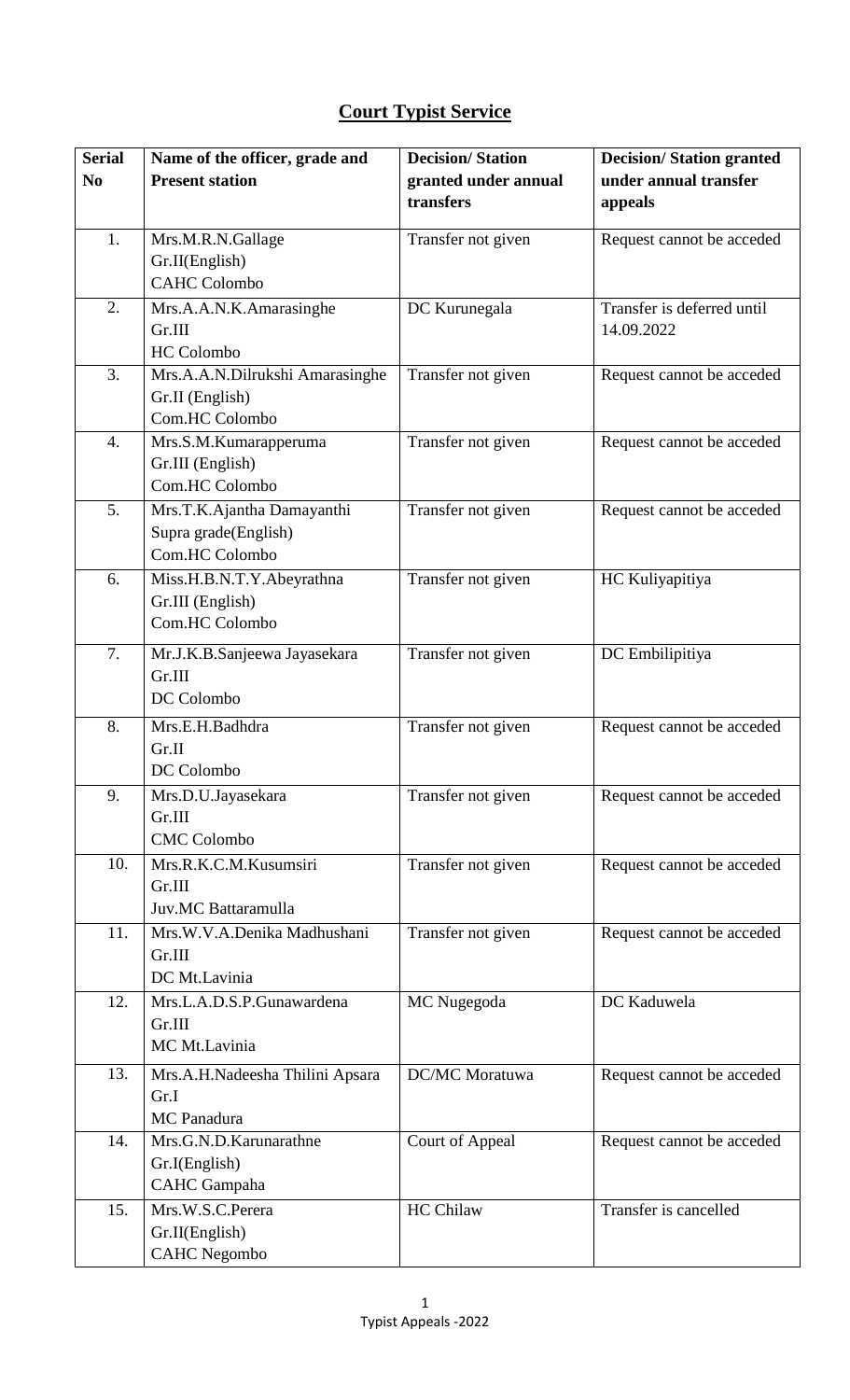# **Court Typist Service**

| Serial No | Name of the officer, grade and Present station | Decision/ Station granted under annual transfers | Decision/ Station granted under annual transfer appeals |
|---|---|---|---|
| 1. | Mrs.M.R.N.Gallage<br>Gr.II(English)<br>CAHC Colombo | Transfer not given | Request cannot be acceded |
| 2. | Mrs.A.A.N.K.Amarasinghe<br>Gr.III<br>HC Colombo | DC Kurunegala | Transfer is deferred until 14.09.2022 |
| 3. | Mrs.A.A.N.Dilrukshi Amarasinghe<br>Gr.II (English)<br>Com.HC Colombo | Transfer not given | Request cannot be acceded |
| 4. | Mrs.S.M.Kumarapperuma<br>Gr.III (English)<br>Com.HC Colombo | Transfer not given | Request cannot be acceded |
| 5. | Mrs.T.K.Ajantha Damayanthi<br>Supra grade(English)<br>Com.HC Colombo | Transfer not given | Request cannot be acceded |
| 6. | Miss.H.B.N.T.Y.Abeyrathna<br>Gr.III (English)<br>Com.HC Colombo | Transfer not given | HC Kuliyapitiya |
| 7. | Mr.J.K.B.Sanjeewa Jayasekara<br>Gr.III<br>DC Colombo | Transfer not given | DC Embilipitiya |
| 8. | Mrs.E.H.Badhdra<br>Gr.II<br>DC Colombo | Transfer not given | Request cannot be acceded |
| 9. | Mrs.D.U.Jayasekara<br>Gr.III<br>CMC Colombo | Transfer not given | Request cannot be acceded |
| 10. | Mrs.R.K.C.M.Kusumsiri<br>Gr.III<br>Juv.MC Battaramulla | Transfer not given | Request cannot be acceded |
| 11. | Mrs.W.V.A.Denika Madhushani<br>Gr.III<br>DC Mt.Lavinia | Transfer not given | Request cannot be acceded |
| 12. | Mrs.L.A.D.S.P.Gunawardena<br>Gr.III<br>MC Mt.Lavinia | MC Nugegoda | DC Kaduwela |
| 13. | Mrs.A.H.Nadeesha Thilini Apsara<br>Gr.I<br>MC Panadura | DC/MC Moratuwa | Request cannot be acceded |
| 14. | Mrs.G.N.D.Karunarathne<br>Gr.I(English)<br>CAHC Gampaha | Court of Appeal | Request cannot be acceded |
| 15. | Mrs.W.S.C.Perera<br>Gr.II(English)<br>CAHC Negombo | HC Chilaw | Transfer is cancelled |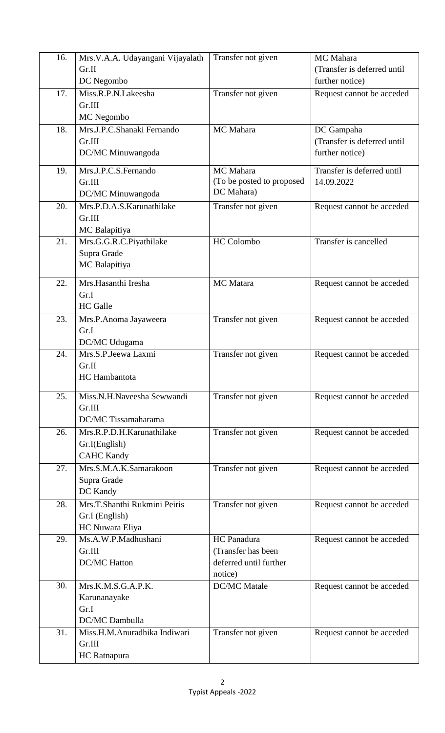| 16. | Mrs.V.A.A. Udayangani Vijayalath<br>Gr.II<br>DC Negombo | Transfer not given | MC Mahara<br>(Transfer is deferred until further notice) |
|---|---|---|---|
| 17. | Miss.R.P.N.Lakeesha<br>Gr.III<br>MC Negombo | Transfer not given | Request cannot be acceded |
| 18. | Mrs.J.P.C.Shanaki Fernando<br>Gr.III<br>DC/MC Minuwangoda | MC Mahara | DC Gampaha<br>(Transfer is deferred until further notice) |
| 19. | Mrs.J.P.C.S.Fernando<br>Gr.III<br>DC/MC Minuwangoda | MC Mahara<br>(To be posted to proposed DC Mahara) | Transfer is deferred until 14.09.2022 |
| 20. | Mrs.P.D.A.S.Karunathilake<br>Gr.III<br>MC Balapitiya | Transfer not given | Request cannot be acceded |
| 21. | Mrs.G.G.R.C.Piyathilake<br>Supra Grade<br>MC Balapitiya | HC Colombo | Transfer is cancelled |
| 22. | Mrs.Hasanthi Iresha<br>Gr.I<br>HC Galle | MC Matara | Request cannot be acceded |
| 23. | Mrs.P.Anoma Jayaweera<br>Gr.I<br>DC/MC Udugama | Transfer not given | Request cannot be acceded |
| 24. | Mrs.S.P.Jeewa Laxmi<br>Gr.II<br>HC Hambantota | Transfer not given | Request cannot be acceded |
| 25. | Miss.N.H.Naveesha Sewwandi<br>Gr.III<br>DC/MC Tissamaharama | Transfer not given | Request cannot be acceded |
| 26. | Mrs.R.P.D.H.Karunathilake<br>Gr.I(English)<br>CAHC Kandy | Transfer not given | Request cannot be acceded |
| 27. | Mrs.S.M.A.K.Samarakoon<br>Supra Grade<br>DC Kandy | Transfer not given | Request cannot be acceded |
| 28. | Mrs.T.Shanthi Rukmini Peiris<br>Gr.I (English)<br>HC Nuwara Eliya | Transfer not given | Request cannot be acceded |
| 29. | Ms.A.W.P.Madhushani<br>Gr.III<br>DC/MC Hatton | HC Panadura<br>(Transfer has been deferred until further notice) | Request cannot be acceded |
| 30. | Mrs.K.M.S.G.A.P.K. Karunanayake<br>Gr.I<br>DC/MC Dambulla | DC/MC Matale | Request cannot be acceded |
| 31. | Miss.H.M.Anuradhika Indiwari<br>Gr.III<br>HC Ratnapura | Transfer not given | Request cannot be acceded |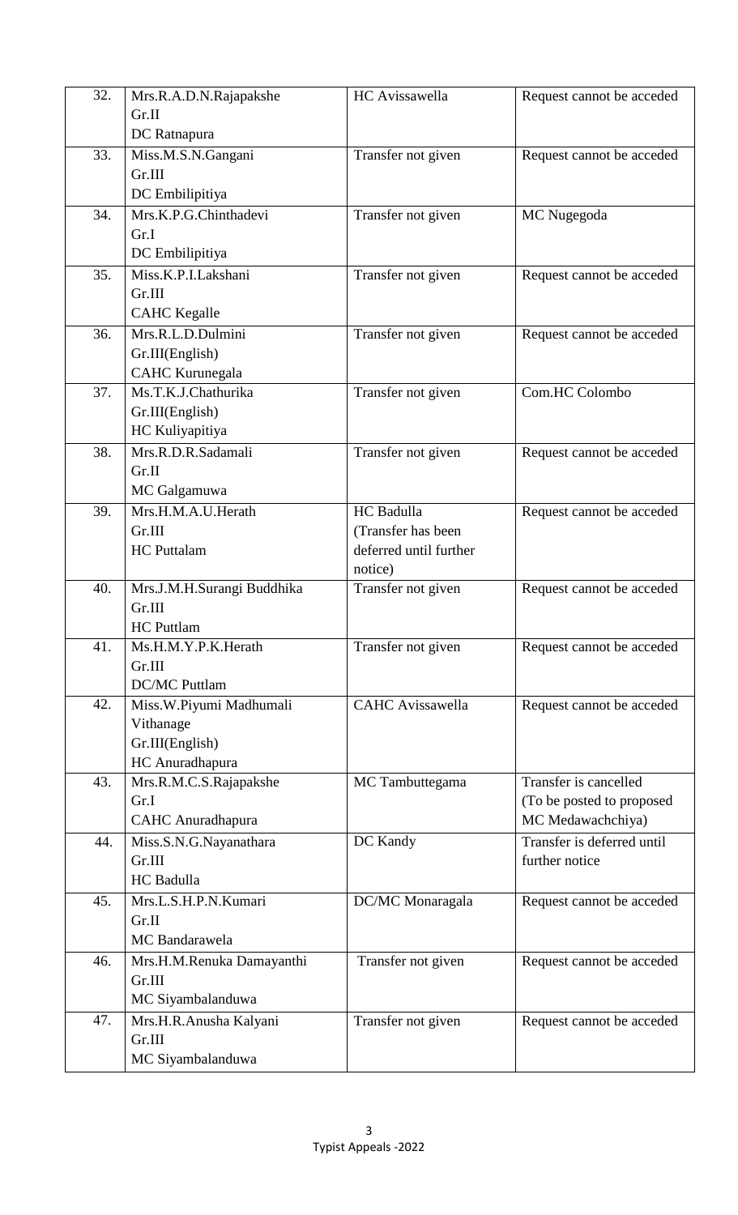| 32. | Mrs.R.A.D.N.Rajapakshe<br>Gr.II<br>DC Ratnapura | HC Avissawella | Request cannot be acceded |
|---|---|---|---|
| 33. | Miss.M.S.N.Gangani<br>Gr.III<br>DC Embilipitiya | Transfer not given | Request cannot be acceded |
| 34. | Mrs.K.P.G.Chinthadevi<br>Gr.I<br>DC Embilipitiya | Transfer not given | MC Nugegoda |
| 35. | Miss.K.P.I.Lakshani<br>Gr.III<br>CAHC Kegalle | Transfer not given | Request cannot be acceded |
| 36. | Mrs.R.L.D.Dulmini<br>Gr.III(English)<br>CAHC Kurunegala | Transfer not given | Request cannot be acceded |
| 37. | Ms.T.K.J.Chathurika<br>Gr.III(English)<br>HC Kuliyapitiya | Transfer not given | Com.HC Colombo |
| 38. | Mrs.R.D.R.Sadamali<br>Gr.II<br>MC Galgamuwa | Transfer not given | Request cannot be acceded |
| 39. | Mrs.H.M.A.U.Herath<br>Gr.III<br>HC Puttalam | HC Badulla<br>(Transfer has been deferred until further notice) | Request cannot be acceded |
| 40. | Mrs.J.M.H.Surangi Buddhika<br>Gr.III<br>HC Puttlam | Transfer not given | Request cannot be acceded |
| 41. | Ms.H.M.Y.P.K.Herath<br>Gr.III<br>DC/MC Puttlam | Transfer not given | Request cannot be acceded |
| 42. | Miss.W.Piyumi Madhumali Vithanage<br>Gr.III(English)<br>HC Anuradhapura | CAHC Avissawella | Request cannot be acceded |
| 43. | Mrs.R.M.C.S.Rajapakshe<br>Gr.I<br>CAHC Anuradhapura | MC Tambuttegama | Transfer is cancelled<br>(To be posted to proposed MC Medawachchiya) |
| 44. | Miss.S.N.G.Nayanathara<br>Gr.III<br>HC Badulla | DC Kandy | Transfer is deferred until further notice |
| 45. | Mrs.L.S.H.P.N.Kumari<br>Gr.II<br>MC Bandarawela | DC/MC Monaragala | Request cannot be acceded |
| 46. | Mrs.H.M.Renuka Damayanthi<br>Gr.III<br>MC Siyambalanduwa | Transfer not given | Request cannot be acceded |
| 47. | Mrs.H.R.Anusha Kalyani<br>Gr.III<br>MC Siyambalanduwa | Transfer not given | Request cannot be acceded |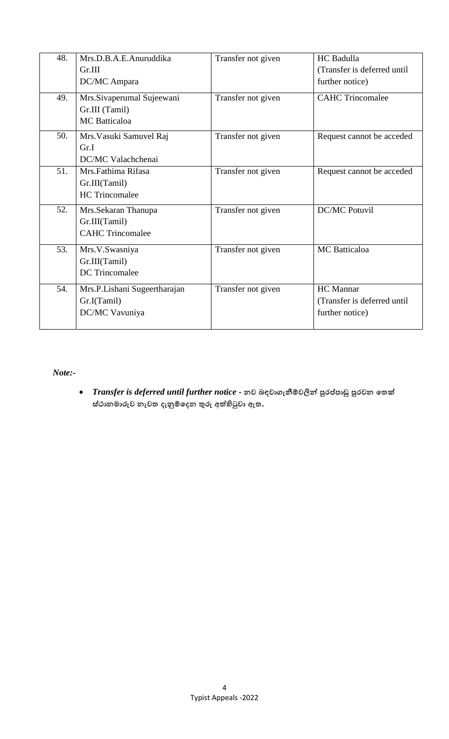| | | | |
|---|---|---|---|
| 48. | Mrs.D.B.A.E.Anuruddika<br>Gr.III<br>DC/MC Ampara | Transfer not given | HC Badulla<br>(Transfer is deferred until further notice) |
| 49. | Mrs.Sivaperumal Sujeewani<br>Gr.III (Tamil)<br>MC Batticaloa | Transfer not given | CAHC Trincomalee |
| 50. | Mrs.Vasuki Samuvel Raj<br>Gr.I<br>DC/MC Valachchenai | Transfer not given | Request cannot be acceded |
| 51. | Mrs.Fathima Rifasa<br>Gr.III(Tamil)<br>HC Trincomalee | Transfer not given | Request cannot be acceded |
| 52. | Mrs.Sekaran Thanupa<br>Gr.III(Tamil)<br>CAHC Trincomalee | Transfer not given | DC/MC Potuvil |
| 53. | Mrs.V.Swasniya<br>Gr.III(Tamil)<br>DC Trincomalee | Transfer not given | MC Batticaloa |
| 54. | Mrs.P.Lishani Sugeertharajan<br>Gr.I(Tamil)<br>DC/MC Vavuniya | Transfer not given | HC Mannar<br>(Transfer is deferred until further notice) |

***Note:-***

- ***Transfer is deferred until further notice*** **- නව බඳවාගැනීම්වලින් පුරප්පාඩු පුරවන තෙක් ස්ථානමාරුව නැවත දැනුම්දෙන තුරු අත්හිටුවා ඇත.**

Typist Appeals -2022